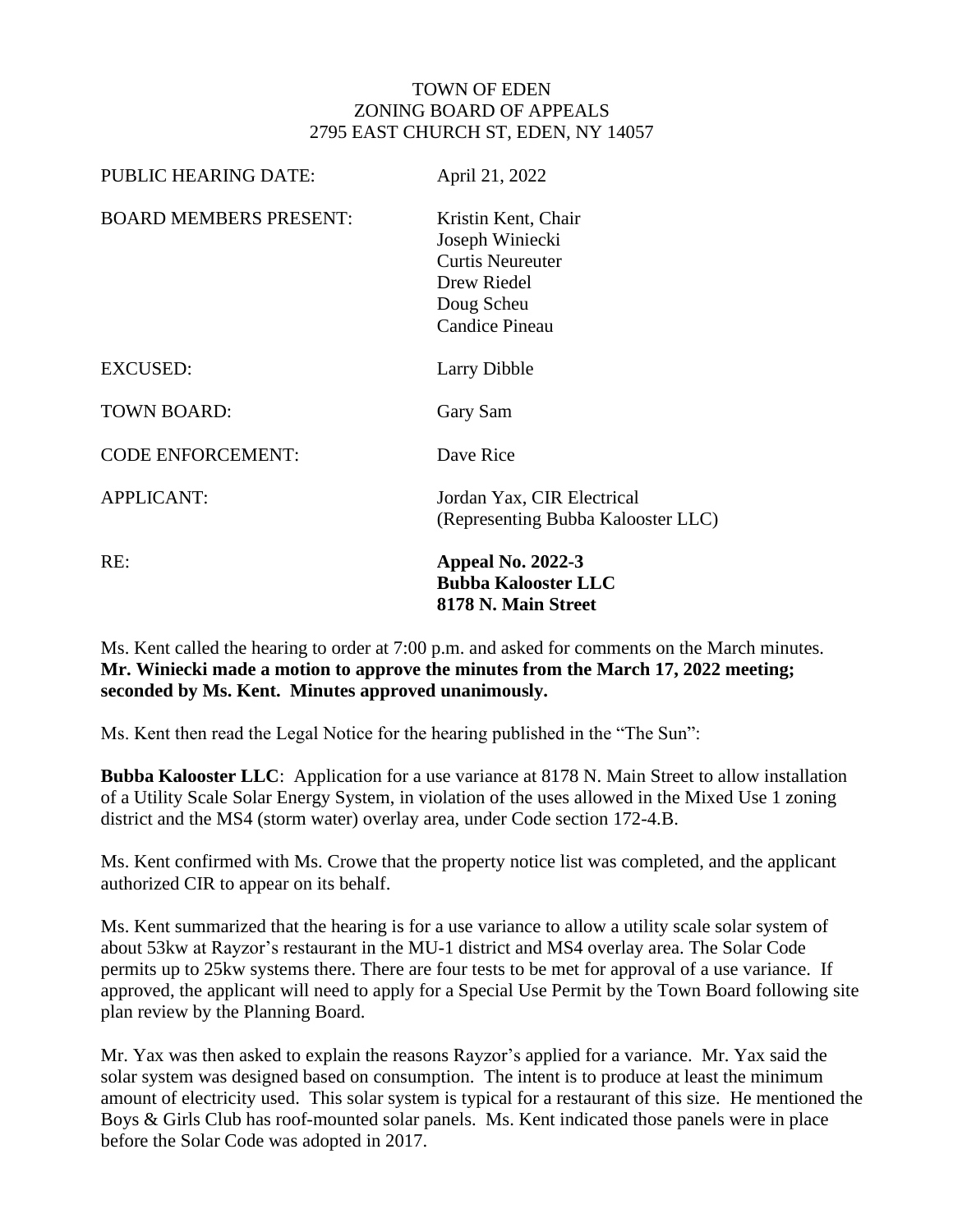TOWN OF EDEN
ZONING BOARD OF APPEALS
2795 EAST CHURCH ST, EDEN, NY 14057

| | |
|---|---|
| PUBLIC HEARING DATE: | April 21, 2022 |
| BOARD MEMBERS PRESENT: | Kristin Kent, Chair<br>Joseph Winiecki<br>Curtis Neureuter<br>Drew Riedel<br>Doug Scheu<br>Candice Pineau |
| EXCUSED: | Larry Dibble |
| TOWN BOARD: | Gary Sam |
| CODE ENFORCEMENT: | Dave Rice |
| APPLICANT: | Jordan Yax, CIR Electrical<br>(Representing Bubba Kalooster LLC) |
| RE: | **Appeal No. 2022-3**<br>**Bubba Kalooster LLC**<br>**8178 N. Main Street** |

Ms. Kent called the hearing to order at 7:00 p.m. and asked for comments on the March minutes. **Mr. Winiecki made a motion to approve the minutes from the March 17, 2022 meeting; seconded by Ms. Kent. Minutes approved unanimously.**

Ms. Kent then read the Legal Notice for the hearing published in the "The Sun":

**Bubba Kalooster LLC**: Application for a use variance at 8178 N. Main Street to allow installation of a Utility Scale Solar Energy System, in violation of the uses allowed in the Mixed Use 1 zoning district and the MS4 (storm water) overlay area, under Code section 172-4.B.

Ms. Kent confirmed with Ms. Crowe that the property notice list was completed, and the applicant authorized CIR to appear on its behalf.

Ms. Kent summarized that the hearing is for a use variance to allow a utility scale solar system of about 53kw at Rayzor's restaurant in the MU-1 district and MS4 overlay area. The Solar Code permits up to 25kw systems there. There are four tests to be met for approval of a use variance. If approved, the applicant will need to apply for a Special Use Permit by the Town Board following site plan review by the Planning Board.

Mr. Yax was then asked to explain the reasons Rayzor's applied for a variance. Mr. Yax said the solar system was designed based on consumption. The intent is to produce at least the minimum amount of electricity used. This solar system is typical for a restaurant of this size. He mentioned the Boys & Girls Club has roof-mounted solar panels. Ms. Kent indicated those panels were in place before the Solar Code was adopted in 2017.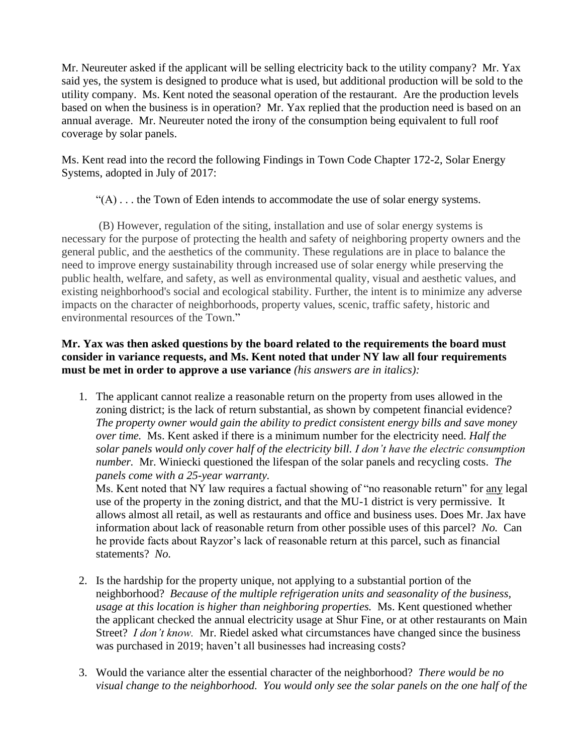Mr. Neureuter asked if the applicant will be selling electricity back to the utility company? Mr. Yax said yes, the system is designed to produce what is used, but additional production will be sold to the utility company. Ms. Kent noted the seasonal operation of the restaurant. Are the production levels based on when the business is in operation? Mr. Yax replied that the production need is based on an annual average. Mr. Neureuter noted the irony of the consumption being equivalent to full roof coverage by solar panels.

Ms. Kent read into the record the following Findings in Town Code Chapter 172-2, Solar Energy Systems, adopted in July of 2017:

> "(A) . . . the Town of Eden intends to accommodate the use of solar energy systems.
>
> (B) However, regulation of the siting, installation and use of solar energy systems is necessary for the purpose of protecting the health and safety of neighboring property owners and the general public, and the aesthetics of the community. These regulations are in place to balance the need to improve energy sustainability through increased use of solar energy while preserving the public health, welfare, and safety, as well as environmental quality, visual and aesthetic values, and existing neighborhood's social and ecological stability. Further, the intent is to minimize any adverse impacts on the character of neighborhoods, property values, scenic, traffic safety, historic and environmental resources of the Town."

**Mr. Yax was then asked questions by the board related to the requirements the board must consider in variance requests, and Ms. Kent noted that under NY law all four requirements must be met in order to approve a use variance** *(his answers are in italics):*

1. The applicant cannot realize a reasonable return on the property from uses allowed in the zoning district; is the lack of return substantial, as shown by competent financial evidence? *The property owner would gain the ability to predict consistent energy bills and save money over time.* Ms. Kent asked if there is a minimum number for the electricity need. *Half the solar panels would only cover half of the electricity bill. I don't have the electric consumption number.* Mr. Winiecki questioned the lifespan of the solar panels and recycling costs. *The panels come with a 25-year warranty.*
   Ms. Kent noted that NY law requires a factual showing of "no reasonable return" for <u>any</u> legal use of the property in the zoning district, and that the MU-1 district is very permissive. It allows almost all retail, as well as restaurants and office and business uses. Does Mr. Jax have information about lack of reasonable return from other possible uses of this parcel? *No.* Can he provide facts about Rayzor's lack of reasonable return at this parcel, such as financial statements? *No.*

2. Is the hardship for the property unique, not applying to a substantial portion of the neighborhood? *Because of the multiple refrigeration units and seasonality of the business, usage at this location is higher than neighboring properties.* Ms. Kent questioned whether the applicant checked the annual electricity usage at Shur Fine, or at other restaurants on Main Street? *I don't know.* Mr. Riedel asked what circumstances have changed since the business was purchased in 2019; haven't all businesses had increasing costs?

3. Would the variance alter the essential character of the neighborhood? *There would be no visual change to the neighborhood. You would only see the solar panels on the one half of the*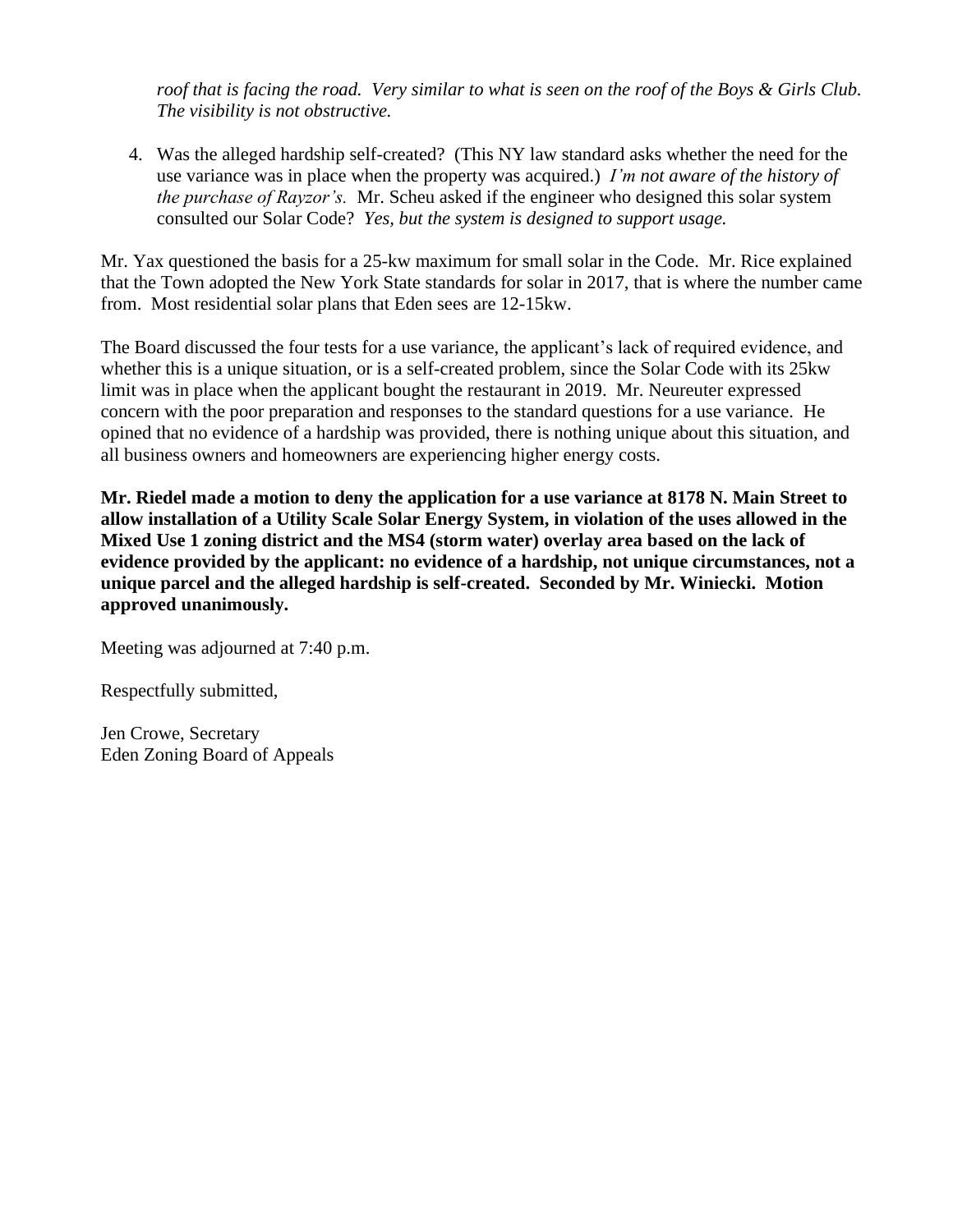*roof that is facing the road. Very similar to what is seen on the roof of the Boys & Girls Club. The visibility is not obstructive.*

4. Was the alleged hardship self-created? (This NY law standard asks whether the need for the use variance was in place when the property was acquired.) *I'm not aware of the history of the purchase of Rayzor's.* Mr. Scheu asked if the engineer who designed this solar system consulted our Solar Code? *Yes, but the system is designed to support usage.*

Mr. Yax questioned the basis for a 25-kw maximum for small solar in the Code. Mr. Rice explained that the Town adopted the New York State standards for solar in 2017, that is where the number came from. Most residential solar plans that Eden sees are 12-15kw.

The Board discussed the four tests for a use variance, the applicant's lack of required evidence, and whether this is a unique situation, or is a self-created problem, since the Solar Code with its 25kw limit was in place when the applicant bought the restaurant in 2019. Mr. Neureuter expressed concern with the poor preparation and responses to the standard questions for a use variance. He opined that no evidence of a hardship was provided, there is nothing unique about this situation, and all business owners and homeowners are experiencing higher energy costs.

**Mr. Riedel made a motion to deny the application for a use variance at 8178 N. Main Street to allow installation of a Utility Scale Solar Energy System, in violation of the uses allowed in the Mixed Use 1 zoning district and the MS4 (storm water) overlay area based on the lack of evidence provided by the applicant: no evidence of a hardship, not unique circumstances, not a unique parcel and the alleged hardship is self-created. Seconded by Mr. Winiecki. Motion approved unanimously.**

Meeting was adjourned at 7:40 p.m.

Respectfully submitted,

Jen Crowe, Secretary
Eden Zoning Board of Appeals